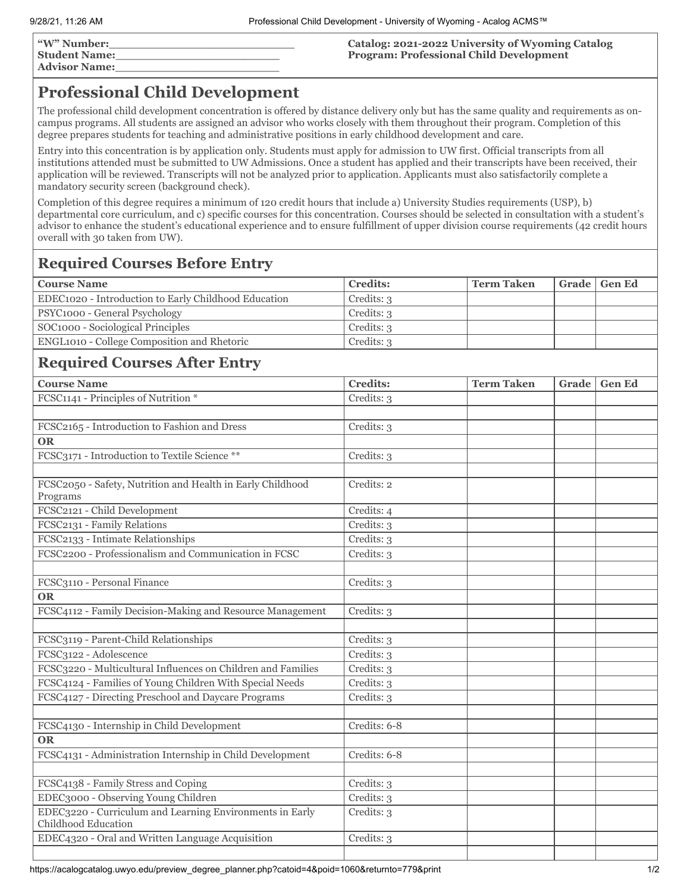**"W" Number:**___________________________
**Student Name:**_________________________
**Advisor Name:**_________________________

**Catalog: 2021-2022 University of Wyoming Catalog**
**Program: Professional Child Development**

# Professional Child Development

The professional child development concentration is offered by distance delivery only but has the same quality and requirements as on-campus programs. All students are assigned an advisor who works closely with them throughout their program. Completion of this degree prepares students for teaching and administrative positions in early childhood development and care.

Entry into this concentration is by application only. Students must apply for admission to UW first. Official transcripts from all institutions attended must be submitted to UW Admissions. Once a student has applied and their transcripts have been received, their application will be reviewed. Transcripts will not be analyzed prior to application. Applicants must also satisfactorily complete a mandatory security screen (background check).

Completion of this degree requires a minimum of 120 credit hours that include a) University Studies requirements (USP), b) departmental core curriculum, and c) specific courses for this concentration. Courses should be selected in consultation with a student's advisor to enhance the student's educational experience and to ensure fulfillment of upper division course requirements (42 credit hours overall with 30 taken from UW).

## Required Courses Before Entry

| Course Name | Credits: | Term Taken | Grade | Gen Ed |
|---|---|---|---|---|
| EDEC1020 - Introduction to Early Childhood Education | Credits: 3 | | | |
| PSYC1000 - General Psychology | Credits: 3 | | | |
| SOC1000 - Sociological Principles | Credits: 3 | | | |
| ENGL1010 - College Composition and Rhetoric | Credits: 3 | | | |

## Required Courses After Entry

| Course Name | Credits: | Term Taken | Grade | Gen Ed |
|---|---|---|---|---|
| FCSC1141 - Principles of Nutrition * | Credits: 3 | | | |
| | | | | |
| FCSC2165 - Introduction to Fashion and Dress | Credits: 3 | | | |
| **OR** | | | | |
| FCSC3171 - Introduction to Textile Science ** | Credits: 3 | | | |
| | | | | |
| FCSC2050 - Safety, Nutrition and Health in Early Childhood Programs | Credits: 2 | | | |
| FCSC2121 - Child Development | Credits: 4 | | | |
| FCSC2131 - Family Relations | Credits: 3 | | | |
| FCSC2133 - Intimate Relationships | Credits: 3 | | | |
| FCSC2200 - Professionalism and Communication in FCSC | Credits: 3 | | | |
| | | | | |
| FCSC3110 - Personal Finance | Credits: 3 | | | |
| **OR** | | | | |
| FCSC4112 - Family Decision-Making and Resource Management | Credits: 3 | | | |
| | | | | |
| FCSC3119 - Parent-Child Relationships | Credits: 3 | | | |
| FCSC3122 - Adolescence | Credits: 3 | | | |
| FCSC3220 - Multicultural Influences on Children and Families | Credits: 3 | | | |
| FCSC4124 - Families of Young Children With Special Needs | Credits: 3 | | | |
| FCSC4127 - Directing Preschool and Daycare Programs | Credits: 3 | | | |
| | | | | |
| FCSC4130 - Internship in Child Development | Credits: 6-8 | | | |
| **OR** | | | | |
| FCSC4131 - Administration Internship in Child Development | Credits: 6-8 | | | |
| | | | | |
| FCSC4138 - Family Stress and Coping | Credits: 3 | | | |
| EDEC3000 - Observing Young Children | Credits: 3 | | | |
| EDEC3220 - Curriculum and Learning Environments in Early Childhood Education | Credits: 3 | | | |
| EDEC4320 - Oral and Written Language Acquisition | Credits: 3 | | | |
| | | | | |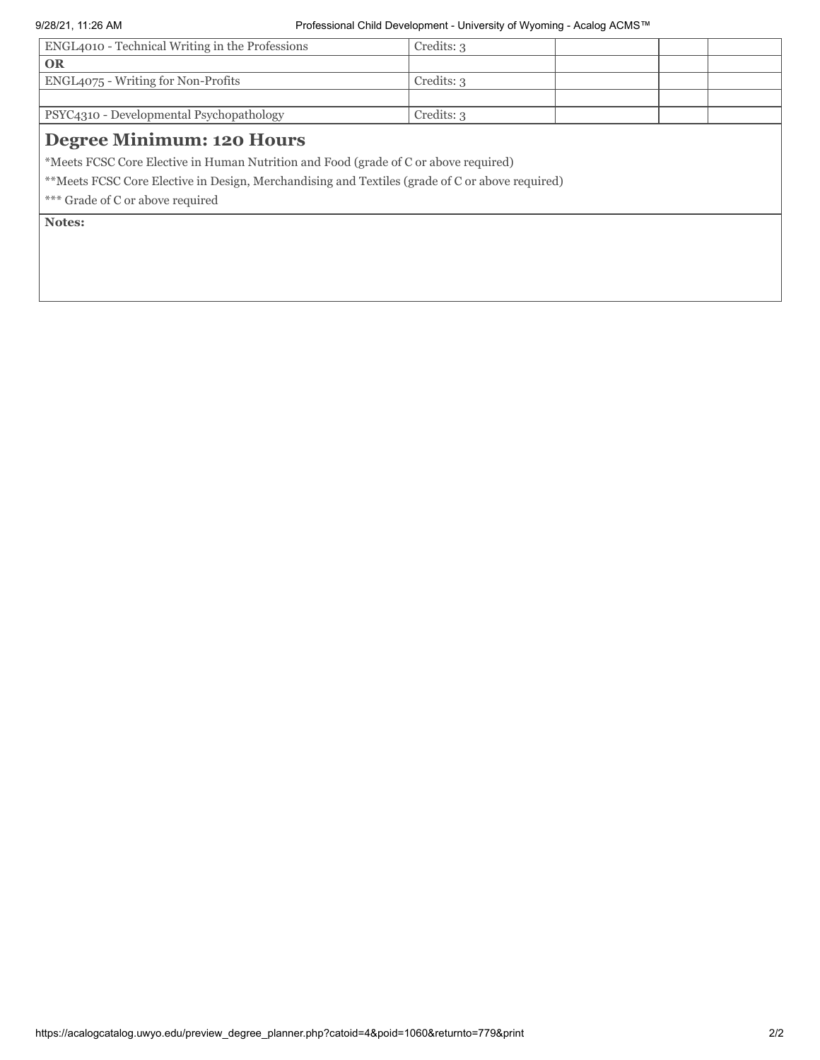| | | | | |
|---|---|---|---|---|
| ENGL4010 - Technical Writing in the Professions | Credits: 3 | | | |
| **OR** | | | | |
| ENGL4075 - Writing for Non-Profits | Credits: 3 | | | |
| | | | | |
| PSYC4310 - Developmental Psychopathology | Credits: 3 | | | |

## Degree Minimum: 120 Hours

*Meets FCSC Core Elective in Human Nutrition and Food (grade of C or above required)

**Meets FCSC Core Elective in Design, Merchandising and Textiles (grade of C or above required)

*** Grade of C or above required

**Notes:**